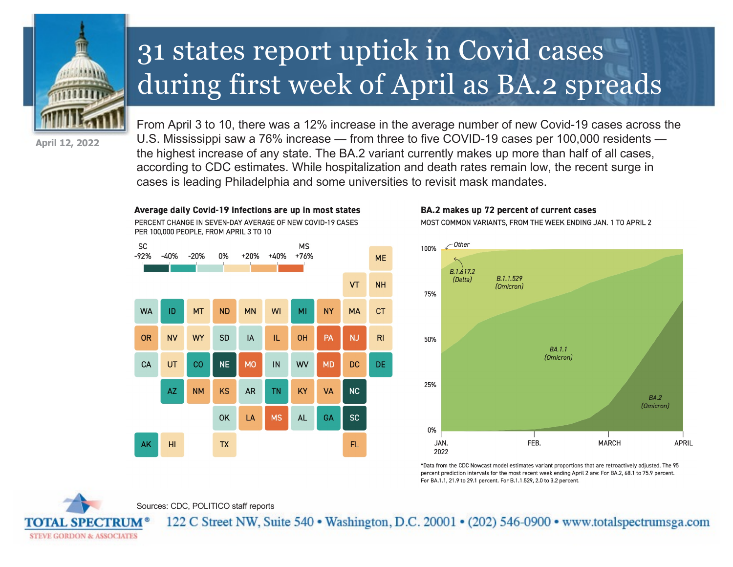# 31 states report uptick in Covid cases during first week of April as BA.2 spreads

April 12, 2022

From April 3 to 10, there was a 12% increase in the average number of new Covid-19 cases across the U.S. Mississippi saw a 76% increase — from three to five COVID-19 cases per 100,000 residents — the highest increase of any state. The BA.2 variant currently makes up more than half of all cases, according to CDC estimates. While hospitalization and death rates remain low, the recent surge in cases is leading Philadelphia and some universities to revisit mask mandates.

**Average daily Covid-19 infections are up in most states**

PERCENT CHANGE IN SEVEN-DAY AVERAGE OF NEW COVID-19 CASES PER 100,000 PEOPLE, FROM APRIL 3 TO 10

SC -92% | -40% | -20% | 0% | +20% | +40% | MS +76%

**BA.2 makes up 72 percent of current cases**

MOST COMMON VARIANTS, FROM THE WEEK ENDING JAN. 1 TO APRIL 2

Other; B.1.617.2 (Delta); B.1.1.529 (Omicron); BA.1.1 (Omicron); BA.2 (Omicron)

*Data from the CDC Nowcast model estimates variant proportions that are retroactively adjusted. The 95 percent prediction intervals for the most recent week ending April 2 are: For BA.2, 68.1 to 75.9 percent. For BA.1.1, 21.9 to 29.1 percent. For B.1.1.529, 2.0 to 3.2 percent.

Sources: CDC, POLITICO staff reports

TOTAL SPECTRUM® STEVE GORDON & ASSOCIATES
122 C Street NW, Suite 540 • Washington, D.C. 20001 • (202) 546-0900 • www.totalspectrumsga.com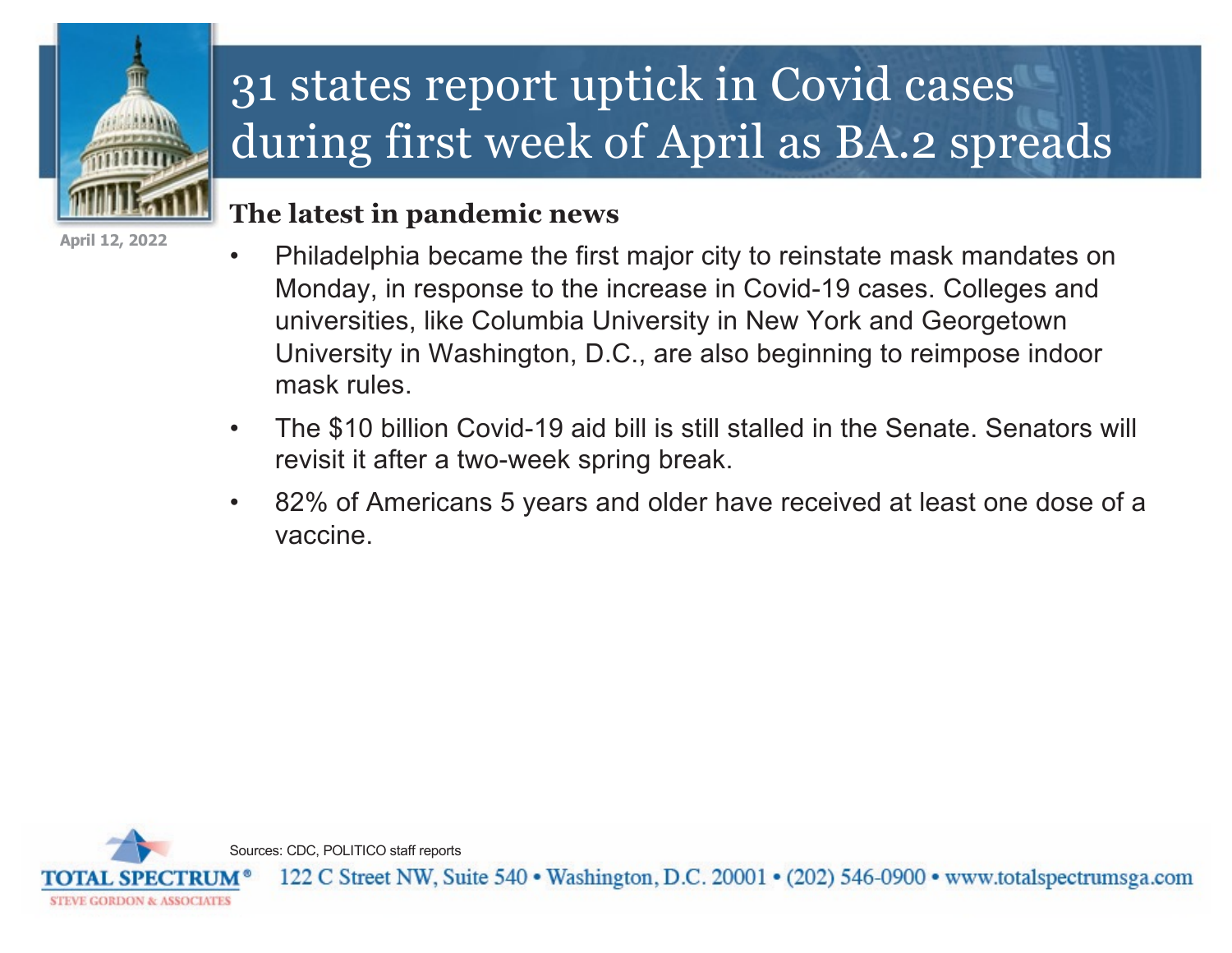# 31 states report uptick in Covid cases during first week of April as BA.2 spreads

April 12, 2022

## The latest in pandemic news

- Philadelphia became the first major city to reinstate mask mandates on Monday, in response to the increase in Covid-19 cases. Colleges and universities, like Columbia University in New York and Georgetown University in Washington, D.C., are also beginning to reimpose indoor mask rules.
- The $10 billion Covid-19 aid bill is still stalled in the Senate. Senators will revisit it after a two-week spring break.
- 82% of Americans 5 years and older have received at least one dose of a vaccine.

Sources: CDC, POLITICO staff reports

TOTAL SPECTRUM® STEVE GORDON & ASSOCIATES 122 C Street NW, Suite 540 • Washington, D.C. 20001 • (202) 546-0900 • www.totalspectrumsga.com